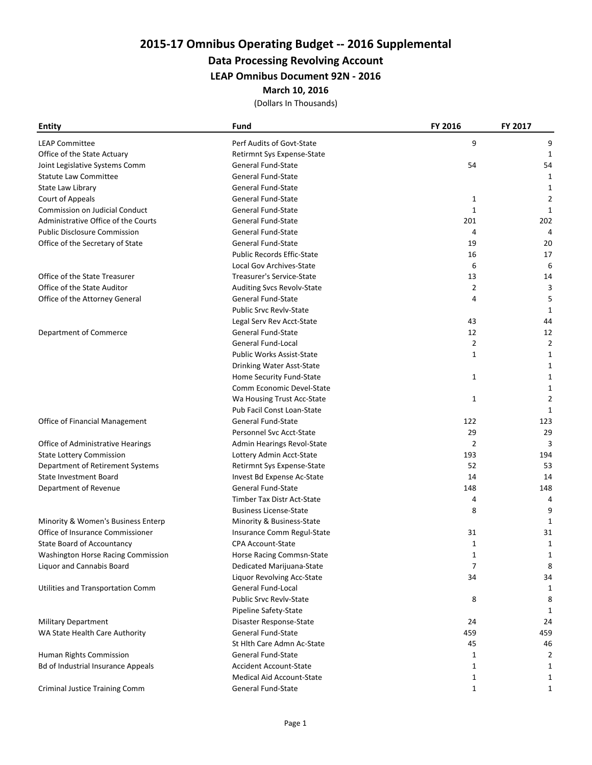# 2015-17 Omnibus Operating Budget -- 2016 Supplemental

## Data Processing Revolving Account

### LEAP Omnibus Document 92N - 2016

**March 10, 2016**

(Dollars In Thousands)

| Entity | Fund | FY 2016 | FY 2017 |
|---|---|---|---|
| LEAP Committee | Perf Audits of Govt-State | 9 | 9 |
| Office of the State Actuary | Retirmnt Sys Expense-State | | 1 |
| Joint Legislative Systems Comm | General Fund-State | 54 | 54 |
| Statute Law Committee | General Fund-State | | 1 |
| State Law Library | General Fund-State | | 1 |
| Court of Appeals | General Fund-State | 1 | 2 |
| Commission on Judicial Conduct | General Fund-State | 1 | 1 |
| Administrative Office of the Courts | General Fund-State | 201 | 202 |
| Public Disclosure Commission | General Fund-State | 4 | 4 |
| Office of the Secretary of State | General Fund-State | 19 | 20 |
| | Public Records Effic-State | 16 | 17 |
| | Local Gov Archives-State | 6 | 6 |
| Office of the State Treasurer | Treasurer's Service-State | 13 | 14 |
| Office of the State Auditor | Auditing Svcs Revolv-State | 2 | 3 |
| Office of the Attorney General | General Fund-State | 4 | 5 |
| | Public Srvc Revlv-State | | 1 |
| | Legal Serv Rev Acct-State | 43 | 44 |
| Department of Commerce | General Fund-State | 12 | 12 |
| | General Fund-Local | 2 | 2 |
| | Public Works Assist-State | 1 | 1 |
| | Drinking Water Asst-State | | 1 |
| | Home Security Fund-State | 1 | 1 |
| | Comm Economic Devel-State | | 1 |
| | Wa Housing Trust Acc-State | 1 | 2 |
| | Pub Facil Const Loan-State | | 1 |
| Office of Financial Management | General Fund-State | 122 | 123 |
| | Personnel Svc Acct-State | 29 | 29 |
| Office of Administrative Hearings | Admin Hearings Revol-State | 2 | 3 |
| State Lottery Commission | Lottery Admin Acct-State | 193 | 194 |
| Department of Retirement Systems | Retirmnt Sys Expense-State | 52 | 53 |
| State Investment Board | Invest Bd Expense Ac-State | 14 | 14 |
| Department of Revenue | General Fund-State | 148 | 148 |
| | Timber Tax Distr Act-State | 4 | 4 |
| | Business License-State | 8 | 9 |
| Minority & Women's Business Enterp | Minority & Business-State | | 1 |
| Office of Insurance Commissioner | Insurance Comm Regul-State | 31 | 31 |
| State Board of Accountancy | CPA Account-State | 1 | 1 |
| Washington Horse Racing Commission | Horse Racing Commsn-State | 1 | 1 |
| Liquor and Cannabis Board | Dedicated Marijuana-State | 7 | 8 |
| | Liquor Revolving Acc-State | 34 | 34 |
| Utilities and Transportation Comm | General Fund-Local | | 1 |
| | Public Srvc Revlv-State | 8 | 8 |
| | Pipeline Safety-State | | 1 |
| Military Department | Disaster Response-State | 24 | 24 |
| WA State Health Care Authority | General Fund-State | 459 | 459 |
| | St Hlth Care Admn Ac-State | 45 | 46 |
| Human Rights Commission | General Fund-State | 1 | 2 |
| Bd of Industrial Insurance Appeals | Accident Account-State | 1 | 1 |
| | Medical Aid Account-State | 1 | 1 |
| Criminal Justice Training Comm | General Fund-State | 1 | 1 |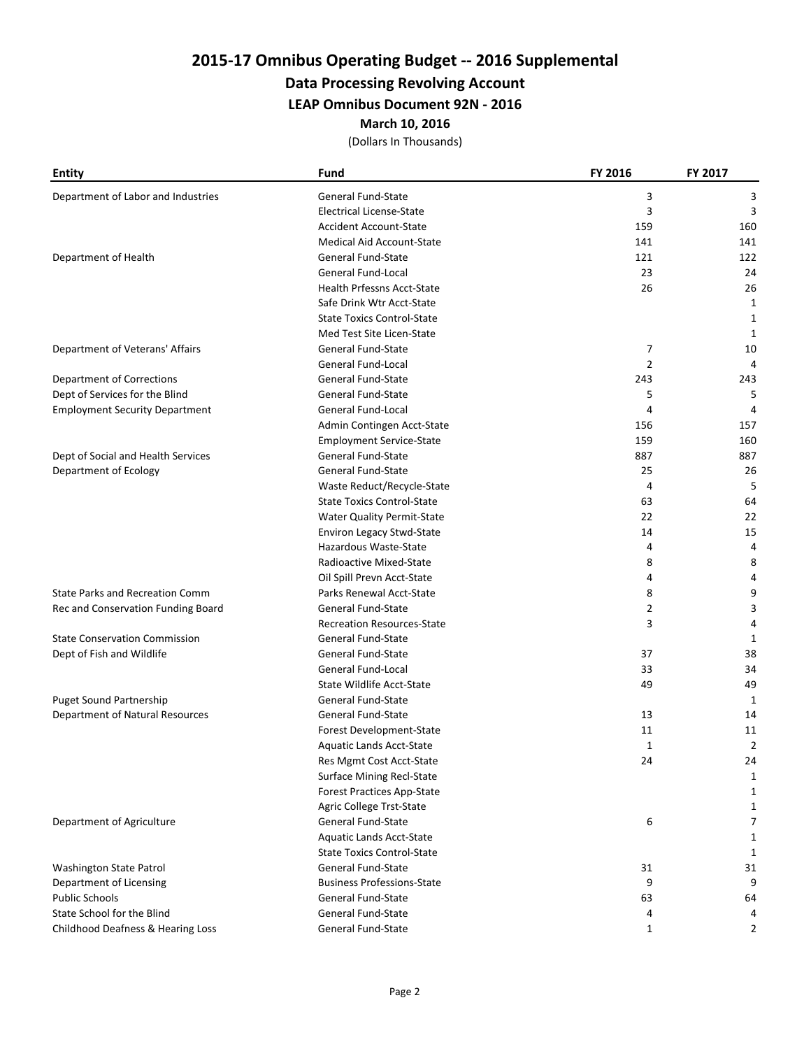# 2015-17 Omnibus Operating Budget -- 2016 Supplemental

## Data Processing Revolving Account

### LEAP Omnibus Document 92N - 2016

**March 10, 2016**

(Dollars In Thousands)

| Entity | Fund | FY 2016 | FY 2017 |
|---|---|---|---|
| Department of Labor and Industries | General Fund-State | 3 | 3 |
| | Electrical License-State | 3 | 3 |
| | Accident Account-State | 159 | 160 |
| | Medical Aid Account-State | 141 | 141 |
| Department of Health | General Fund-State | 121 | 122 |
| | General Fund-Local | 23 | 24 |
| | Health Prfessns Acct-State | 26 | 26 |
| | Safe Drink Wtr Acct-State | | 1 |
| | State Toxics Control-State | | 1 |
| | Med Test Site Licen-State | | 1 |
| Department of Veterans' Affairs | General Fund-State | 7 | 10 |
| | General Fund-Local | 2 | 4 |
| Department of Corrections | General Fund-State | 243 | 243 |
| Dept of Services for the Blind | General Fund-State | 5 | 5 |
| Employment Security Department | General Fund-Local | 4 | 4 |
| | Admin Contingen Acct-State | 156 | 157 |
| | Employment Service-State | 159 | 160 |
| Dept of Social and Health Services | General Fund-State | 887 | 887 |
| Department of Ecology | General Fund-State | 25 | 26 |
| | Waste Reduct/Recycle-State | 4 | 5 |
| | State Toxics Control-State | 63 | 64 |
| | Water Quality Permit-State | 22 | 22 |
| | Environ Legacy Stwd-State | 14 | 15 |
| | Hazardous Waste-State | 4 | 4 |
| | Radioactive Mixed-State | 8 | 8 |
| | Oil Spill Prevn Acct-State | 4 | 4 |
| State Parks and Recreation Comm | Parks Renewal Acct-State | 8 | 9 |
| Rec and Conservation Funding Board | General Fund-State | 2 | 3 |
| | Recreation Resources-State | 3 | 4 |
| State Conservation Commission | General Fund-State | | 1 |
| Dept of Fish and Wildlife | General Fund-State | 37 | 38 |
| | General Fund-Local | 33 | 34 |
| | State Wildlife Acct-State | 49 | 49 |
| Puget Sound Partnership | General Fund-State | | 1 |
| Department of Natural Resources | General Fund-State | 13 | 14 |
| | Forest Development-State | 11 | 11 |
| | Aquatic Lands Acct-State | 1 | 2 |
| | Res Mgmt Cost Acct-State | 24 | 24 |
| | Surface Mining Recl-State | | 1 |
| | Forest Practices App-State | | 1 |
| | Agric College Trst-State | | 1 |
| Department of Agriculture | General Fund-State | 6 | 7 |
| | Aquatic Lands Acct-State | | 1 |
| | State Toxics Control-State | | 1 |
| Washington State Patrol | General Fund-State | 31 | 31 |
| Department of Licensing | Business Professions-State | 9 | 9 |
| Public Schools | General Fund-State | 63 | 64 |
| State School for the Blind | General Fund-State | 4 | 4 |
| Childhood Deafness & Hearing Loss | General Fund-State | 1 | 2 |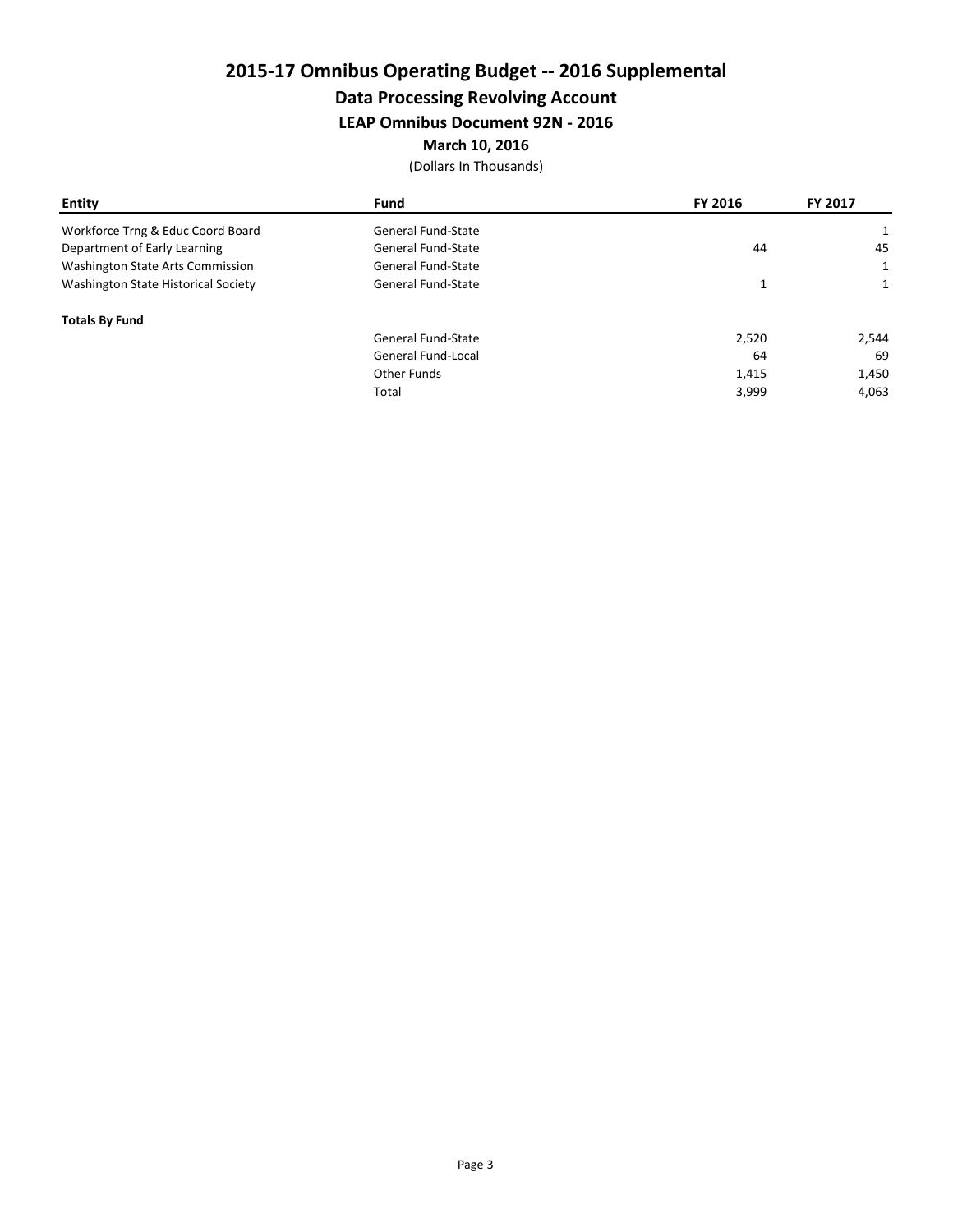# 2015-17 Omnibus Operating Budget -- 2016 Supplemental

## Data Processing Revolving Account

### LEAP Omnibus Document 92N - 2016

**March 10, 2016**

(Dollars In Thousands)

| Entity | Fund | FY 2016 | FY 2017 |
|---|---|---|---|
| Workforce Trng & Educ Coord Board | General Fund-State | | 1 |
| Department of Early Learning | General Fund-State | 44 | 45 |
| Washington State Arts Commission | General Fund-State | | 1 |
| Washington State Historical Society | General Fund-State | 1 | 1 |
| **Totals By Fund** | | | |
| | General Fund-State | 2,520 | 2,544 |
| | General Fund-Local | 64 | 69 |
| | Other Funds | 1,415 | 1,450 |
| | Total | 3,999 | 4,063 |